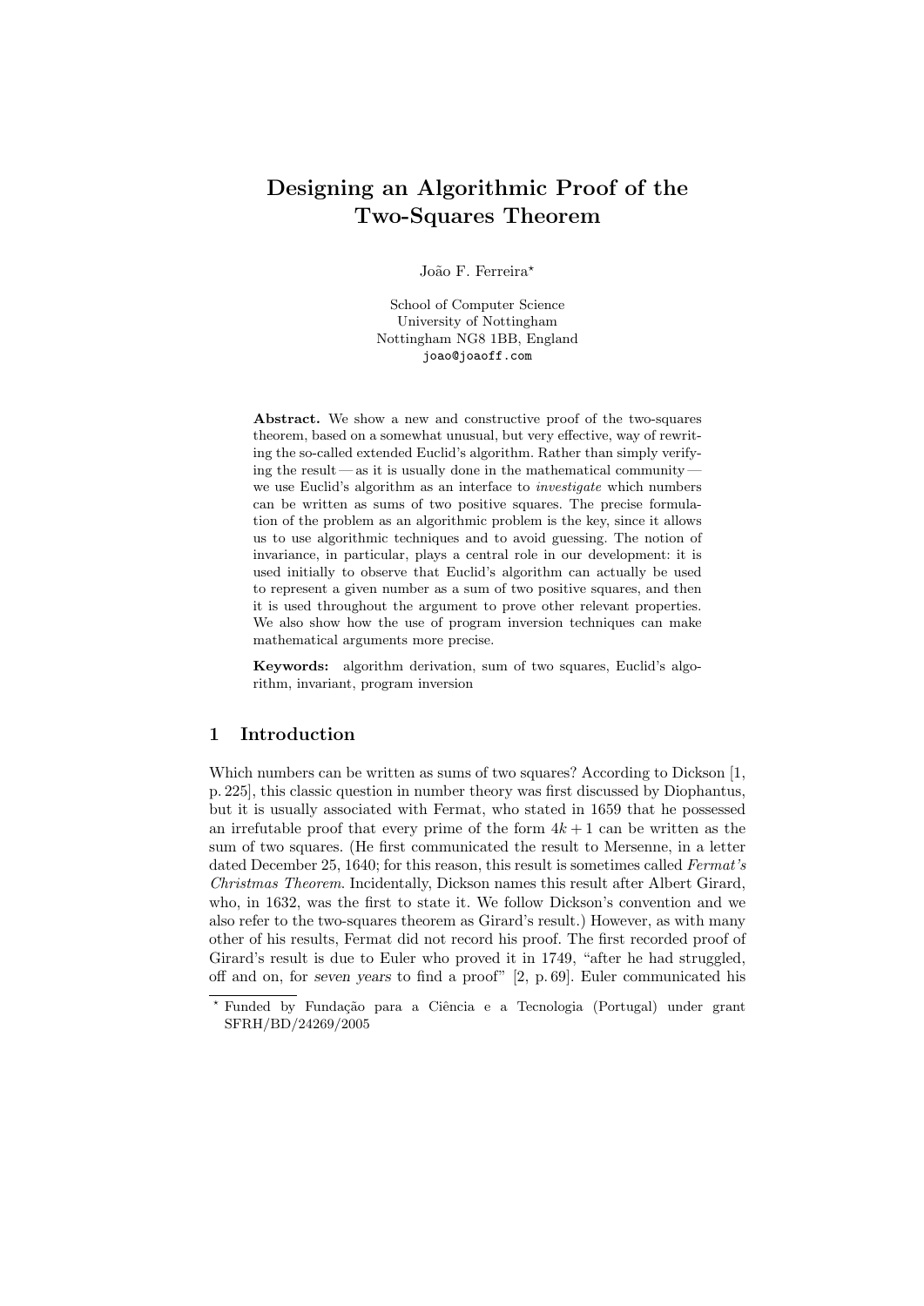# Designing an Algorithmic Proof of the Two-Squares Theorem

João F. Ferreira*

School of Computer Science
University of Nottingham
Nottingham NG8 1BB, England
joao@joaoff.com

**Abstract.** We show a new and constructive proof of the two-squares theorem, based on a somewhat unusual, but very effective, way of rewriting the so-called extended Euclid's algorithm. Rather than simply verifying the result — as it is usually done in the mathematical community — we use Euclid's algorithm as an interface to *investigate* which numbers can be written as sums of two positive squares. The precise formulation of the problem as an algorithmic problem is the key, since it allows us to use algorithmic techniques and to avoid guessing. The notion of invariance, in particular, plays a central role in our development: it is used initially to observe that Euclid's algorithm can actually be used to represent a given number as a sum of two positive squares, and then it is used throughout the argument to prove other relevant properties. We also show how the use of program inversion techniques can make mathematical arguments more precise.

**Keywords:** algorithm derivation, sum of two squares, Euclid's algorithm, invariant, program inversion

## 1 Introduction

Which numbers can be written as sums of two squares? According to Dickson [1, p. 225], this classic question in number theory was first discussed by Diophantus, but it is usually associated with Fermat, who stated in 1659 that he possessed an irrefutable proof that every prime of the form $4k+1$ can be written as the sum of two squares. (He first communicated the result to Mersenne, in a letter dated December 25, 1640; for this reason, this result is sometimes called *Fermat's Christmas Theorem*. Incidentally, Dickson names this result after Albert Girard, who, in 1632, was the first to state it. We follow Dickson's convention and we also refer to the two-squares theorem as Girard's result.) However, as with many other of his results, Fermat did not record his proof. The first recorded proof of Girard's result is due to Euler who proved it in 1749, "after he had struggled, off and on, for *seven years* to find a proof" [2, p. 69]. Euler communicated his

---

* Funded by Fundação para a Ciência e a Tecnologia (Portugal) under grant SFRH/BD/24269/2005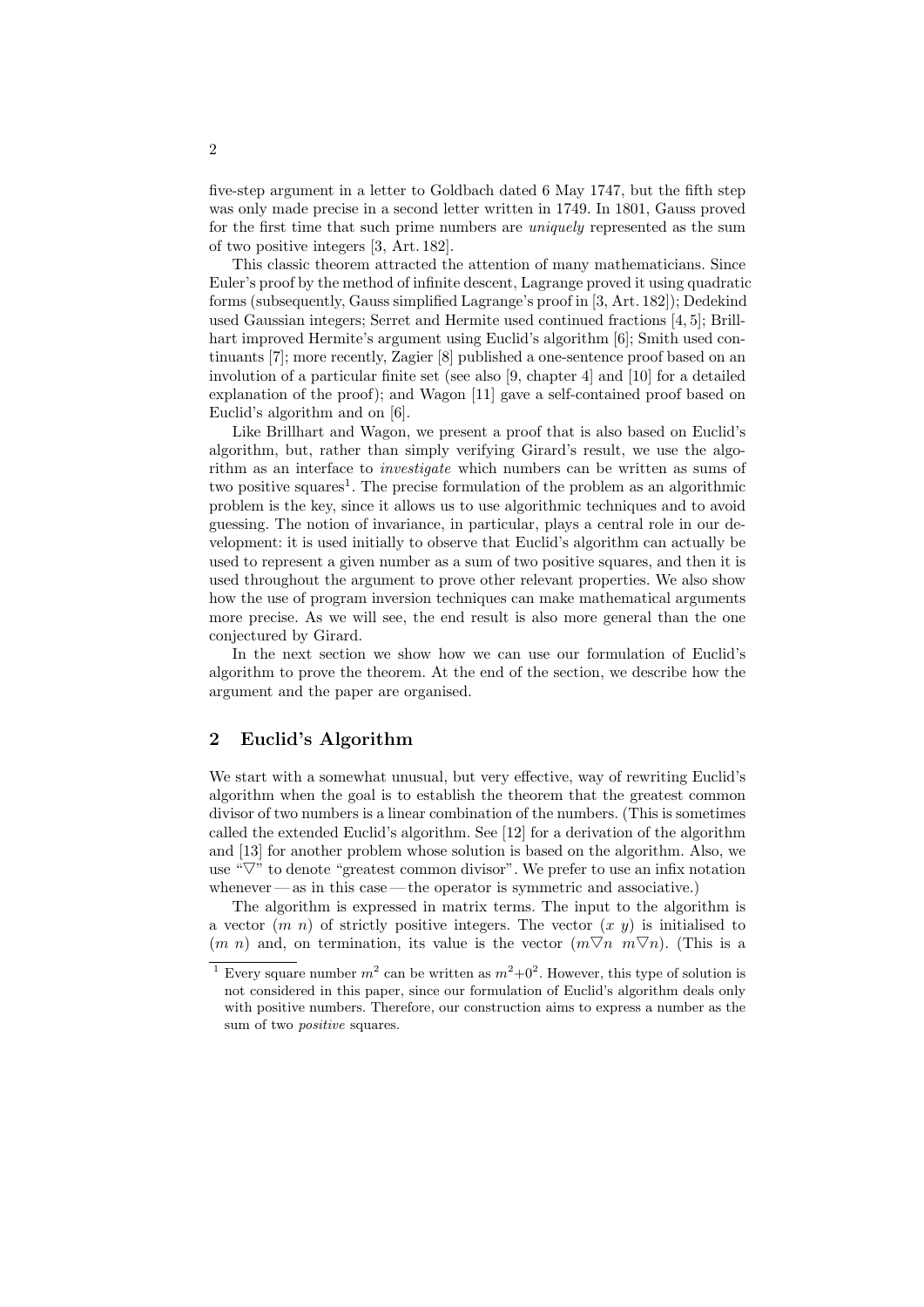five-step argument in a letter to Goldbach dated 6 May 1747, but the fifth step was only made precise in a second letter written in 1749. In 1801, Gauss proved for the first time that such prime numbers are *uniquely* represented as the sum of two positive integers [3, Art. 182].

This classic theorem attracted the attention of many mathematicians. Since Euler's proof by the method of infinite descent, Lagrange proved it using quadratic forms (subsequently, Gauss simplified Lagrange's proof in [3, Art. 182]); Dedekind used Gaussian integers; Serret and Hermite used continued fractions [4, 5]; Brillhart improved Hermite's argument using Euclid's algorithm [6]; Smith used continuants [7]; more recently, Zagier [8] published a one-sentence proof based on an involution of a particular finite set (see also [9, chapter 4] and [10] for a detailed explanation of the proof); and Wagon [11] gave a self-contained proof based on Euclid's algorithm and on [6].

Like Brillhart and Wagon, we present a proof that is also based on Euclid's algorithm, but, rather than simply verifying Girard's result, we use the algorithm as an interface to *investigate* which numbers can be written as sums of two positive squares[1]. The precise formulation of the problem as an algorithmic problem is the key, since it allows us to use algorithmic techniques and to avoid guessing. The notion of invariance, in particular, plays a central role in our development: it is used initially to observe that Euclid's algorithm can actually be used to represent a given number as a sum of two positive squares, and then it is used throughout the argument to prove other relevant properties. We also show how the use of program inversion techniques can make mathematical arguments more precise. As we will see, the end result is also more general than the one conjectured by Girard.

In the next section we show how we can use our formulation of Euclid's algorithm to prove the theorem. At the end of the section, we describe how the argument and the paper are organised.

## 2 Euclid's Algorithm

We start with a somewhat unusual, but very effective, way of rewriting Euclid's algorithm when the goal is to establish the theorem that the greatest common divisor of two numbers is a linear combination of the numbers. (This is sometimes called the extended Euclid's algorithm. See [12] for a derivation of the algorithm and [13] for another problem whose solution is based on the algorithm. Also, we use "$\triangledown$" to denote "greatest common divisor". We prefer to use an infix notation whenever — as in this case — the operator is symmetric and associative.)

The algorithm is expressed in matrix terms. The input to the algorithm is a vector $(m\ n)$ of strictly positive integers. The vector $(x\ y)$ is initialised to $(m\ n)$ and, on termination, its value is the vector $(m\triangledown n\ \ m\triangledown n)$. (This is a

[1] Every square number $m^2$ can be written as $m^2{+}0^2$. However, this type of solution is not considered in this paper, since our formulation of Euclid's algorithm deals only with positive numbers. Therefore, our construction aims to express a number as the sum of two *positive* squares.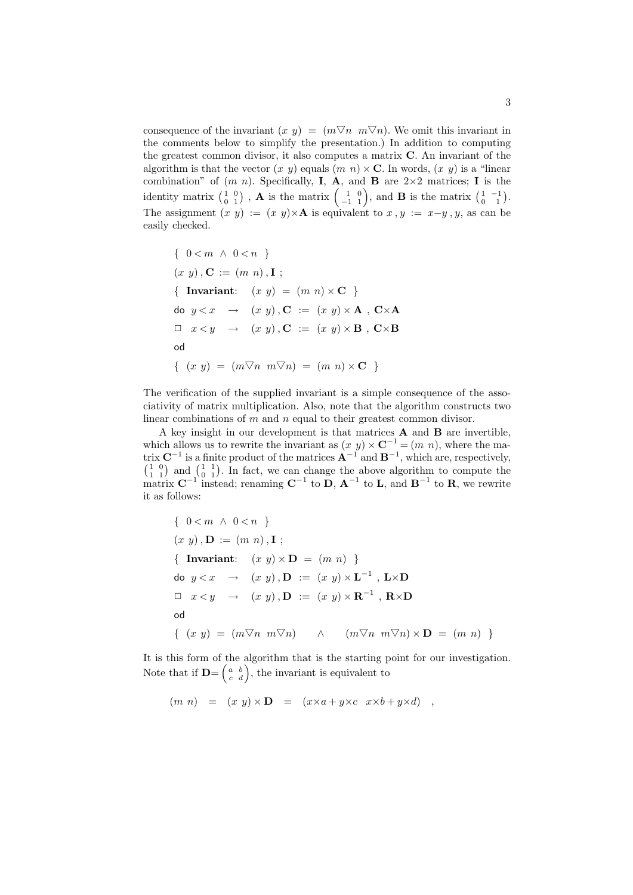consequence of the invariant $(x\ y) = (m\triangledown n\ \ m\triangledown n)$. We omit this invariant in the comments below to simplify the presentation.) In addition to computing the greatest common divisor, it also computes a matrix $\mathbf{C}$. An invariant of the algorithm is that the vector $(x\ y)$ equals $(m\ n)\times\mathbf{C}$. In words, $(x\ y)$ is a "linear combination" of $(m\ n)$. Specifically, $\mathbf{I}$, $\mathbf{A}$, and $\mathbf{B}$ are $2{\times}2$ matrices; $\mathbf{I}$ is the identity matrix $\left(\begin{smallmatrix}1&0\\0&1\end{smallmatrix}\right)$ , $\mathbf{A}$ is the matrix $\left(\begin{smallmatrix}1&0\\-1&1\end{smallmatrix}\right)$, and $\mathbf{B}$ is the matrix $\left(\begin{smallmatrix}1&-1\\0&1\end{smallmatrix}\right)$. The assignment $(x\ y) := (x\ y){\times}\mathbf{A}$ is equivalent to $x\,,y := x{-}y\,,y$, as can be easily checked.

$$
\begin{array}{l}
\{\ \ 0<m\ \wedge\ 0<n\ \ \}\\
(x\ y)\,,\mathbf{C} \ :=\ (m\ n)\,,\mathbf{I}\ ;\\
\{\ \ \textbf{Invariant}:\quad (x\ y)\ =\ (m\ n)\times\mathbf{C}\ \ \}\\
\mathsf{do}\ \ y<x\ \ \rightarrow\ \ (x\ y)\,,\mathbf{C}\ :=\ (x\ y)\times\mathbf{A}\ ,\ \mathbf{C}{\times}\mathbf{A}\\
\Box\ \ \ x<y\ \ \rightarrow\ \ (x\ y)\,,\mathbf{C}\ :=\ (x\ y)\times\mathbf{B}\ ,\ \mathbf{C}{\times}\mathbf{B}\\
\mathsf{od}\\
\{\ \ (x\ y)\ =\ (m\triangledown n\ \ m\triangledown n)\ =\ (m\ n)\times\mathbf{C}\ \ \}
\end{array}
$$

The verification of the supplied invariant is a simple consequence of the associativity of matrix multiplication. Also, note that the algorithm constructs two linear combinations of $m$ and $n$ equal to their greatest common divisor.

A key insight in our development is that matrices $\mathbf{A}$ and $\mathbf{B}$ are invertible, which allows us to rewrite the invariant as $(x\ y)\times\mathbf{C}^{-1} = (m\ n)$, where the matrix $\mathbf{C}^{-1}$ is a finite product of the matrices $\mathbf{A}^{-1}$ and $\mathbf{B}^{-1}$, which are, respectively, $\left(\begin{smallmatrix}1&0\\1&1\end{smallmatrix}\right)$ and $\left(\begin{smallmatrix}1&1\\0&1\end{smallmatrix}\right)$. In fact, we can change the above algorithm to compute the matrix $\mathbf{C}^{-1}$ instead; renaming $\mathbf{C}^{-1}$ to $\mathbf{D}$, $\mathbf{A}^{-1}$ to $\mathbf{L}$, and $\mathbf{B}^{-1}$ to $\mathbf{R}$, we rewrite it as follows:

$$
\begin{array}{l}
\{\ \ 0<m\ \wedge\ 0<n\ \ \}\\
(x\ y)\,,\mathbf{D} \ :=\ (m\ n)\,,\mathbf{I}\ ;\\
\{\ \ \textbf{Invariant}:\quad (x\ y)\times\mathbf{D}\ =\ (m\ n)\ \ \}\\
\mathsf{do}\ \ y<x\ \ \rightarrow\ \ (x\ y)\,,\mathbf{D}\ :=\ (x\ y)\times\mathbf{L}^{-1}\ ,\ \mathbf{L}{\times}\mathbf{D}\\
\Box\ \ \ x<y\ \ \rightarrow\ \ (x\ y)\,,\mathbf{D}\ :=\ (x\ y)\times\mathbf{R}^{-1}\ ,\ \mathbf{R}{\times}\mathbf{D}\\
\mathsf{od}\\
\{\ \ (x\ y)\ =\ (m\triangledown n\ \ m\triangledown n)\quad\wedge\quad (m\triangledown n\ \ m\triangledown n)\times\mathbf{D}\ =\ (m\ n)\ \ \}
\end{array}
$$

It is this form of the algorithm that is the starting point for our investigation. Note that if $\mathbf{D}{=}\left(\begin{smallmatrix}a&b\\c&d\end{smallmatrix}\right)$, the invariant is equivalent to

$$
(m\ n)\ \ =\ \ (x\ y)\times\mathbf{D}\ \ =\ \ (x{\times}a+y{\times}c\ \ \ x{\times}b+y{\times}d)\quad,
$$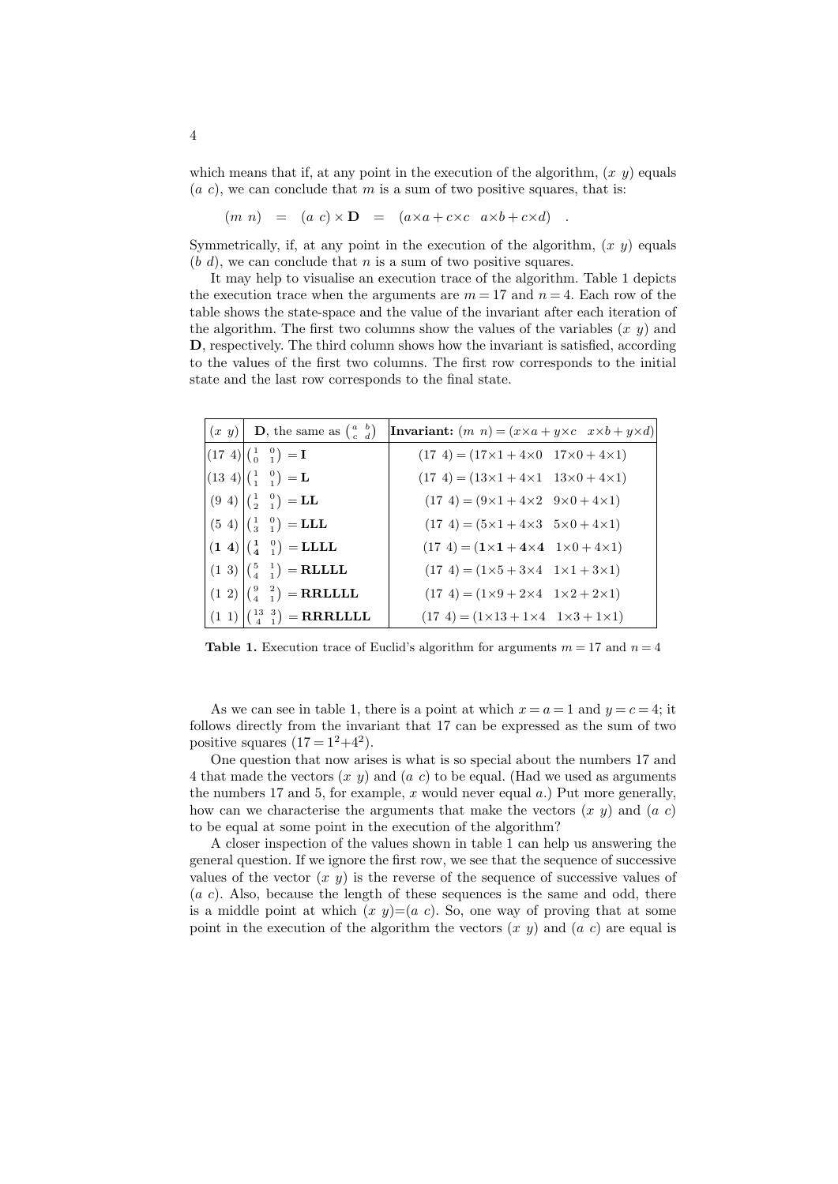which means that if, at any point in the execution of the algorithm, $(x\ y)$ equals $(a\ c)$, we can conclude that $m$ is a sum of two positive squares, that is:

$$(m\ n) \quad = \quad (a\ c) \times \mathbf{D} \quad = \quad (a{\times}a+c{\times}c \quad a{\times}b+c{\times}d) \quad .$$

Symmetrically, if, at any point in the execution of the algorithm, $(x\ y)$ equals $(b\ d)$, we can conclude that $n$ is a sum of two positive squares.

It may help to visualise an execution trace of the algorithm. Table 1 depicts the execution trace when the arguments are $m=17$ and $n=4$. Each row of the table shows the state-space and the value of the invariant after each iteration of the algorithm. The first two columns show the values of the variables $(x\ y)$ and $\mathbf{D}$, respectively. The third column shows how the invariant is satisfied, according to the values of the first two columns. The first row corresponds to the initial state and the last row corresponds to the final state.

| $(x\ y)$ | $\mathbf{D}$, the same as $\left(\begin{smallmatrix} a & b \\ c & d \end{smallmatrix}\right)$ | **Invariant:** $(m\ n) = (x{\times}a+y{\times}c \quad x{\times}b+y{\times}d)$ |
|---|---|---|
| $(17\ 4)$ | $\left(\begin{smallmatrix} 1 & 0 \\ 0 & 1 \end{smallmatrix}\right) = \mathbf{I}$ | $(17\ 4) = (17{\times}1+4{\times}0 \quad 17{\times}0+4{\times}1)$ |
| $(13\ 4)$ | $\left(\begin{smallmatrix} 1 & 0 \\ 1 & 1 \end{smallmatrix}\right) = \mathbf{L}$ | $(17\ 4) = (13{\times}1+4{\times}1 \quad 13{\times}0+4{\times}1)$ |
| $(9\ 4)$ | $\left(\begin{smallmatrix} 1 & 0 \\ 2 & 1 \end{smallmatrix}\right) = \mathbf{LL}$ | $(17\ 4) = (9{\times}1+4{\times}2 \quad 9{\times}0+4{\times}1)$ |
| $(5\ 4)$ | $\left(\begin{smallmatrix} 1 & 0 \\ 3 & 1 \end{smallmatrix}\right) = \mathbf{LLL}$ | $(17\ 4) = (5{\times}1+4{\times}3 \quad 5{\times}0+4{\times}1)$ |
| $(\mathbf{1}\ \mathbf{4})$ | $\left(\begin{smallmatrix} \mathbf{1} & 0 \\ \mathbf{4} & 1 \end{smallmatrix}\right) = \mathbf{LLLL}$ | $(17\ 4) = (\mathbf{1{\times}1+4{\times}4} \quad 1{\times}0+4{\times}1)$ |
| $(1\ 3)$ | $\left(\begin{smallmatrix} 5 & 1 \\ 4 & 1 \end{smallmatrix}\right) = \mathbf{RLLLL}$ | $(17\ 4) = (1{\times}5+3{\times}4 \quad 1{\times}1+3{\times}1)$ |
| $(1\ 2)$ | $\left(\begin{smallmatrix} 9 & 2 \\ 4 & 1 \end{smallmatrix}\right) = \mathbf{RRLLLL}$ | $(17\ 4) = (1{\times}9+2{\times}4 \quad 1{\times}2+2{\times}1)$ |
| $(1\ 1)$ | $\left(\begin{smallmatrix} 13 & 3 \\ 4 & 1 \end{smallmatrix}\right) = \mathbf{RRRLLLL}$ | $(17\ 4) = (1{\times}13+1{\times}4 \quad 1{\times}3+1{\times}1)$ |

**Table 1.** Execution trace of Euclid's algorithm for arguments $m=17$ and $n=4$

As we can see in table 1, there is a point at which $x=a=1$ and $y=c=4$; it follows directly from the invariant that 17 can be expressed as the sum of two positive squares $(17=1^2+4^2)$.

One question that now arises is what is so special about the numbers 17 and 4 that made the vectors $(x\ y)$ and $(a\ c)$ to be equal. (Had we used as arguments the numbers 17 and 5, for example, $x$ would never equal $a$.) Put more generally, how can we characterise the arguments that make the vectors $(x\ y)$ and $(a\ c)$ to be equal at some point in the execution of the algorithm?

A closer inspection of the values shown in table 1 can help us answering the general question. If we ignore the first row, we see that the sequence of successive values of the vector $(x\ y)$ is the reverse of the sequence of successive values of $(a\ c)$. Also, because the length of these sequences is the same and odd, there is a middle point at which $(x\ y){=}(a\ c)$. So, one way of proving that at some point in the execution of the algorithm the vectors $(x\ y)$ and $(a\ c)$ are equal is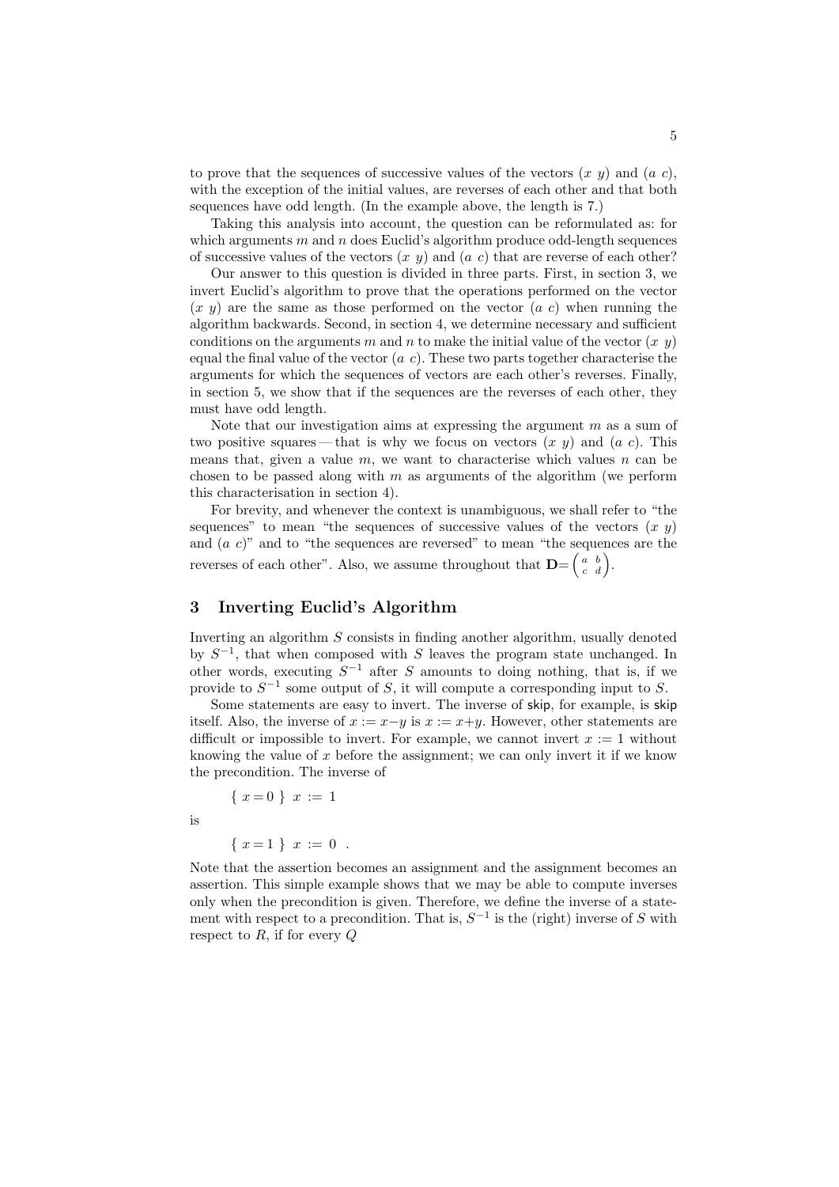to prove that the sequences of successive values of the vectors $(x\ y)$ and $(a\ c)$, with the exception of the initial values, are reverses of each other and that both sequences have odd length. (In the example above, the length is 7.)

Taking this analysis into account, the question can be reformulated as: for which arguments $m$ and $n$ does Euclid's algorithm produce odd-length sequences of successive values of the vectors $(x\ y)$ and $(a\ c)$ that are reverse of each other?

Our answer to this question is divided in three parts. First, in section 3, we invert Euclid's algorithm to prove that the operations performed on the vector $(x\ y)$ are the same as those performed on the vector $(a\ c)$ when running the algorithm backwards. Second, in section 4, we determine necessary and sufficient conditions on the arguments $m$ and $n$ to make the initial value of the vector $(x\ y)$ equal the final value of the vector $(a\ c)$. These two parts together characterise the arguments for which the sequences of vectors are each other's reverses. Finally, in section 5, we show that if the sequences are the reverses of each other, they must have odd length.

Note that our investigation aims at expressing the argument $m$ as a sum of two positive squares — that is why we focus on vectors $(x\ y)$ and $(a\ c)$. This means that, given a value $m$, we want to characterise which values $n$ can be chosen to be passed along with $m$ as arguments of the algorithm (we perform this characterisation in section 4).

For brevity, and whenever the context is unambiguous, we shall refer to "the sequences" to mean "the sequences of successive values of the vectors $(x\ y)$ and $(a\ c)$" and to "the sequences are reversed" to mean "the sequences are the reverses of each other". Also, we assume throughout that $\mathbf{D}=\begin{pmatrix} a & b \\ c & d \end{pmatrix}$.

## 3 Inverting Euclid's Algorithm

Inverting an algorithm $S$ consists in finding another algorithm, usually denoted by $S^{-1}$, that when composed with $S$ leaves the program state unchanged. In other words, executing $S^{-1}$ after $S$ amounts to doing nothing, that is, if we provide to $S^{-1}$ some output of $S$, it will compute a corresponding input to $S$.

Some statements are easy to invert. The inverse of skip, for example, is skip itself. Also, the inverse of $x := x-y$ is $x := x+y$. However, other statements are difficult or impossible to invert. For example, we cannot invert $x := 1$ without knowing the value of $x$ before the assignment; we can only invert it if we know the precondition. The inverse of

$$\{\ x=0\ \}\ \ x\ :=\ 1$$

is

$$\{\ x=1\ \}\ \ x\ :=\ 0\ \ .$$

Note that the assertion becomes an assignment and the assignment becomes an assertion. This simple example shows that we may be able to compute inverses only when the precondition is given. Therefore, we define the inverse of a statement with respect to a precondition. That is, $S^{-1}$ is the (right) inverse of $S$ with respect to $R$, if for every $Q$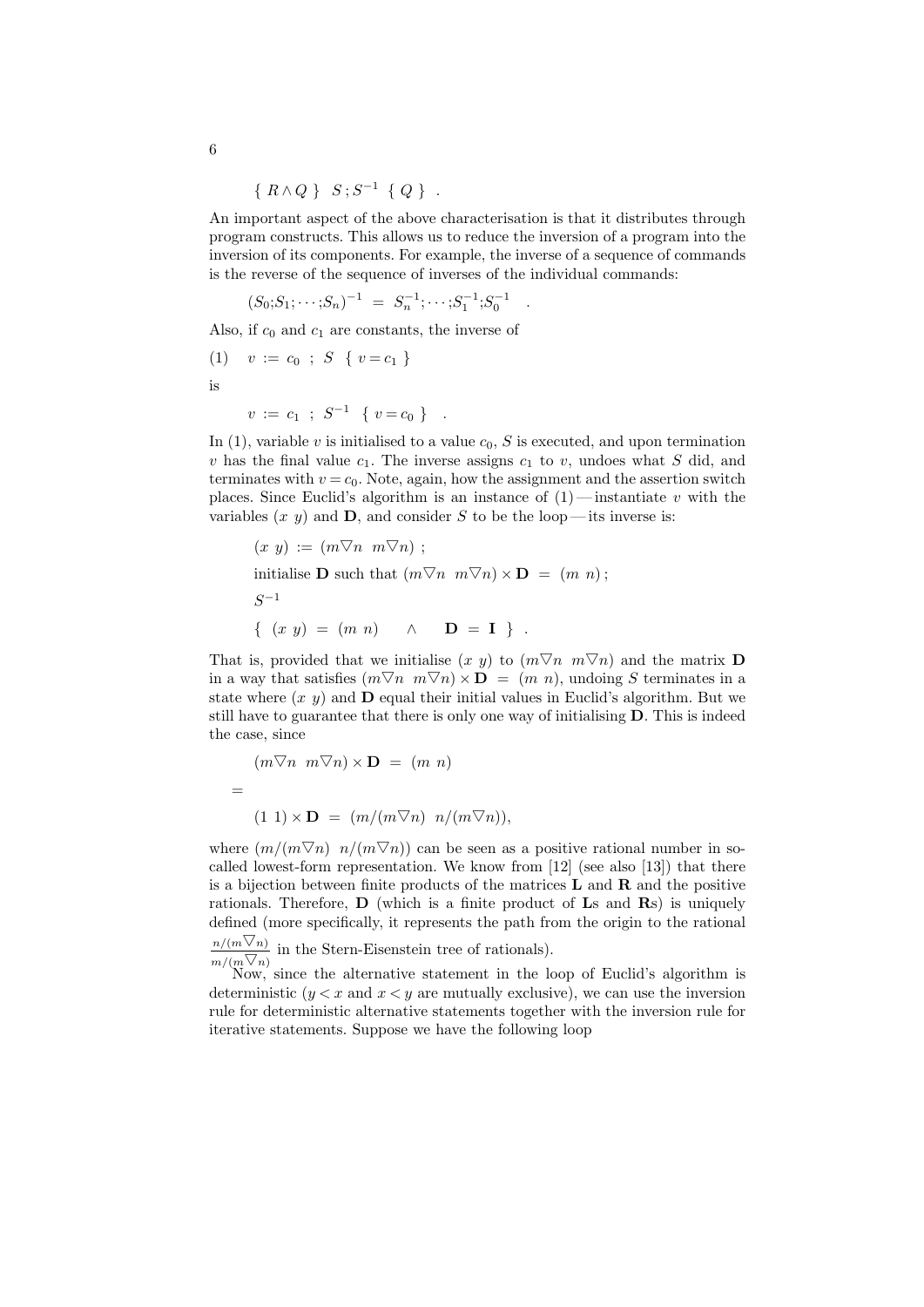$$\{\ R \wedge Q\ \}\ \ S\,;S^{-1}\ \ \{\ Q\ \}\ \ .$$

An important aspect of the above characterisation is that it distributes through program constructs. This allows us to reduce the inversion of a program into the inversion of its components. For example, the inverse of a sequence of commands is the reverse of the sequence of inverses of the individual commands:

$$(S_0;S_1;\cdots;S_n)^{-1}\ =\ S_n^{-1};\cdots;S_1^{-1};S_0^{-1}\quad .$$

Also, if $c_0$ and $c_1$ are constants, the inverse of

$$(1)\quad v\ :=\ c_0\ \ ;\ \ S\ \ \{\ v = c_1\ \}$$

is

$$v\ :=\ c_1\ \ ;\ \ S^{-1}\ \ \{\ v = c_0\ \}\quad .$$

In (1), variable $v$ is initialised to a value $c_0$, $S$ is executed, and upon termination $v$ has the final value $c_1$. The inverse assigns $c_1$ to $v$, undoes what $S$ did, and terminates with $v = c_0$. Note, again, how the assignment and the assertion switch places. Since Euclid's algorithm is an instance of (1) — instantiate $v$ with the variables $(x\ y)$ and $\mathbf{D}$, and consider $S$ to be the loop — its inverse is:

$$(x\ y)\ :=\ (m\triangledown n\ \ m\triangledown n)\ ;$$

$$\text{initialise } \mathbf{D} \text{ such that } (m\triangledown n\ \ m\triangledown n)\times\mathbf{D}\ =\ (m\ n)\,;$$

$$S^{-1}$$

$$\{\ \ (x\ y)\ =\ (m\ n)\quad \wedge\quad \mathbf{D}\ =\ \mathbf{I}\ \ \}\ \ .$$

That is, provided that we initialise $(x\ y)$ to $(m\triangledown n\ \ m\triangledown n)$ and the matrix $\mathbf{D}$ in a way that satisfies $(m\triangledown n\ \ m\triangledown n)\times\mathbf{D}\ =\ (m\ n)$, undoing $S$ terminates in a state where $(x\ y)$ and $\mathbf{D}$ equal their initial values in Euclid's algorithm. But we still have to guarantee that there is only one way of initialising $\mathbf{D}$. This is indeed the case, since

$$(m\triangledown n\ \ m\triangledown n)\times\mathbf{D}\ =\ (m\ n)$$

$$=$$

$$(1\ 1)\times\mathbf{D}\ =\ (m/(m\triangledown n)\ \ n/(m\triangledown n)),$$

where $(m/(m\triangledown n)\ \ n/(m\triangledown n))$ can be seen as a positive rational number in so-called lowest-form representation. We know from [12] (see also [13]) that there is a bijection between finite products of the matrices $\mathbf{L}$ and $\mathbf{R}$ and the positive rationals. Therefore, $\mathbf{D}$ (which is a finite product of $\mathbf{L}$s and $\mathbf{R}$s) is uniquely defined (more specifically, it represents the path from the origin to the rational $\frac{n/(m\triangledown n)}{m/(m\triangledown n)}$ in the Stern-Eisenstein tree of rationals).

Now, since the alternative statement in the loop of Euclid's algorithm is deterministic ($y < x$ and $x < y$ are mutually exclusive), we can use the inversion rule for deterministic alternative statements together with the inversion rule for iterative statements. Suppose we have the following loop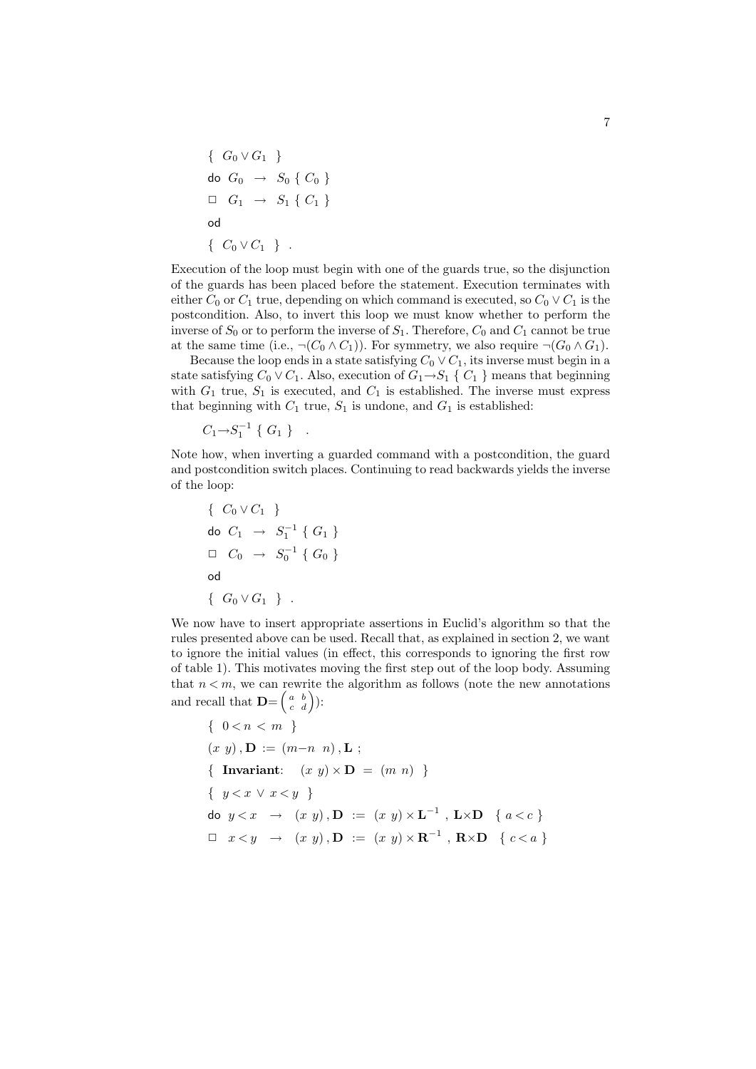$$
\begin{array}{l}
\{\ G_0 \vee G_1\ \} \\
\mathsf{do}\ \ G_0 \ \rightarrow\ S_0\ \{\ C_0\ \} \\
\Box\ \ G_1 \ \rightarrow\ S_1\ \{\ C_1\ \} \\
\mathsf{od} \\
\{\ C_0 \vee C_1\ \}\ \ .
\end{array}
$$

Execution of the loop must begin with one of the guards true, so the disjunction of the guards has been placed before the statement. Execution terminates with either $C_0$ or $C_1$ true, depending on which command is executed, so $C_0 \vee C_1$ is the postcondition. Also, to invert this loop we must know whether to perform the inverse of $S_0$ or to perform the inverse of $S_1$. Therefore, $C_0$ and $C_1$ cannot be true at the same time (i.e., $\neg(C_0 \wedge C_1)$). For symmetry, we also require $\neg(G_0 \wedge G_1)$.

Because the loop ends in a state satisfying $C_0 \vee C_1$, its inverse must begin in a state satisfying $C_0 \vee C_1$. Also, execution of $G_1 {\rightarrow} S_1\ \{\ C_1\ \}$ means that beginning with $G_1$ true, $S_1$ is executed, and $C_1$ is established. The inverse must express that beginning with $C_1$ true, $S_1$ is undone, and $G_1$ is established:

$$
C_1 {\rightarrow} S_1^{-1}\ \{\ G_1\ \}\quad .
$$

Note how, when inverting a guarded command with a postcondition, the guard and postcondition switch places. Continuing to read backwards yields the inverse of the loop:

$$
\begin{array}{l}
\{\ C_0 \vee C_1\ \} \\
\mathsf{do}\ \ C_1 \ \rightarrow\ S_1^{-1}\ \{\ G_1\ \} \\
\Box\ \ C_0 \ \rightarrow\ S_0^{-1}\ \{\ G_0\ \} \\
\mathsf{od} \\
\{\ G_0 \vee G_1\ \}\ \ .
\end{array}
$$

We now have to insert appropriate assertions in Euclid's algorithm so that the rules presented above can be used. Recall that, as explained in section 2, we want to ignore the initial values (in effect, this corresponds to ignoring the first row of table 1). This motivates moving the first step out of the loop body. Assuming that $n < m$, we can rewrite the algorithm as follows (note the new annotations and recall that $\mathbf{D} {=} \begin{pmatrix} a & b \\ c & d \end{pmatrix}$):

$$
\begin{array}{l}
\{\ 0 < n\ <\ m\ \} \\
(x\ y)\,,\mathbf{D}\ :=\ (m{-}n\ \ n)\,,\mathbf{L}\ ; \\
\{\ \textbf{Invariant}:\quad (x\ y) \times \mathbf{D}\ =\ (m\ n)\ \} \\
\{\ y < x\ \vee\ x < y\ \} \\
\mathsf{do}\ \ y < x \ \rightarrow\ (x\ y)\,,\mathbf{D}\ :=\ (x\ y) \times \mathbf{L}^{-1}\ ,\ \mathbf{L}{\times}\mathbf{D}\quad \{\ a < c\ \} \\
\Box\ \ x < y \ \rightarrow\ (x\ y)\,,\mathbf{D}\ :=\ (x\ y) \times \mathbf{R}^{-1}\ ,\ \mathbf{R}{\times}\mathbf{D}\quad \{\ c < a\ \}
\end{array}
$$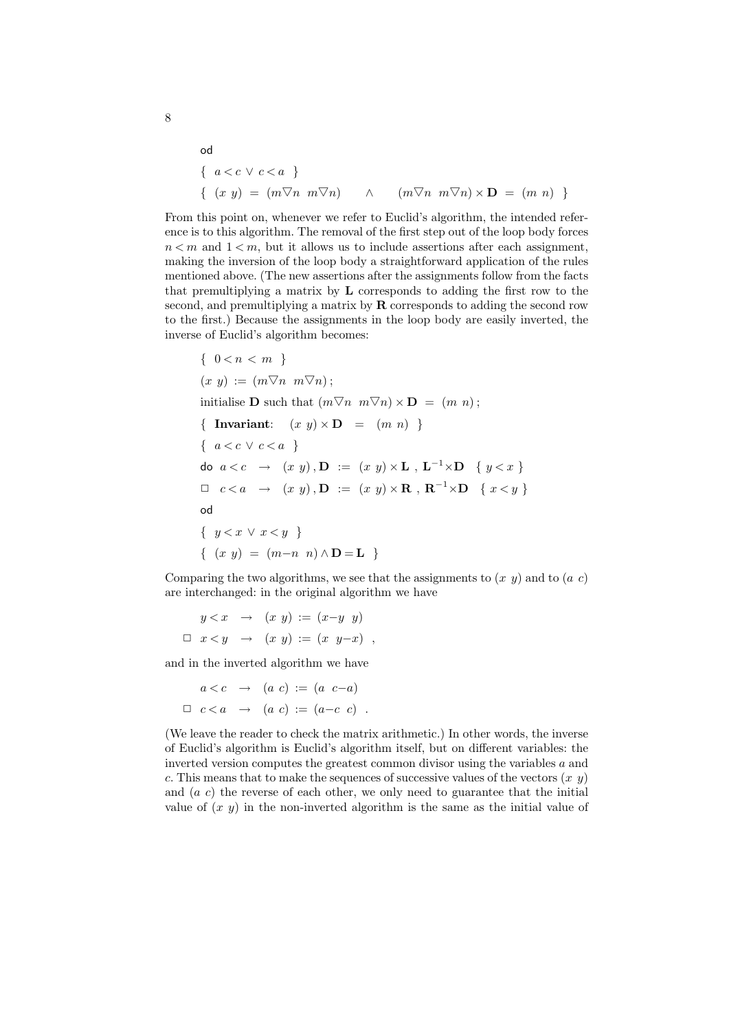od

$\{\ a<c \vee c<a\ \}$

$\{\ (x\ y)\ =\ (m \nabla n\ \ m \nabla n) \quad \wedge \quad (m \nabla n\ \ m \nabla n) \times \mathbf{D}\ =\ (m\ n)\ \}$

From this point on, whenever we refer to Euclid's algorithm, the intended reference is to this algorithm. The removal of the first step out of the loop body forces $n<m$ and $1<m$, but it allows us to include assertions after each assignment, making the inversion of the loop body a straightforward application of the rules mentioned above. (The new assertions after the assignments follow from the facts that premultiplying a matrix by $\mathbf{L}$ corresponds to adding the first row to the second, and premultiplying a matrix by $\mathbf{R}$ corresponds to adding the second row to the first.) Because the assignments in the loop body are easily inverted, the inverse of Euclid's algorithm becomes:

$\{\ 0<n\ <\ m\ \}$

$(x\ y)\ :=\ (m \nabla n\ \ m \nabla n)\,;$

initialise $\mathbf{D}$ such that $(m \nabla n\ \ m \nabla n) \times \mathbf{D}\ =\ (m\ n)\,;$

$\{\ $ **Invariant**: $\ (x\ y) \times \mathbf{D}\ =\ (m\ n)\ \}$

$\{\ a<c \vee c<a\ \}$

do $a<c \ \rightarrow\ (x\ y)\,,\mathbf{D}\ :=\ (x\ y) \times \mathbf{L}\ ,\ \mathbf{L}^{-1} \times \mathbf{D} \quad \{\ y<x\ \}$

$\square\ \ c<a \ \rightarrow\ (x\ y)\,,\mathbf{D}\ :=\ (x\ y) \times \mathbf{R}\ ,\ \mathbf{R}^{-1} \times \mathbf{D} \quad \{\ x<y\ \}$

od

$\{\ y<x \vee x<y\ \}$

$\{\ (x\ y)\ =\ (m{-}n\ \ n) \wedge \mathbf{D} = \mathbf{L}\ \}$

Comparing the two algorithms, we see that the assignments to $(x\ y)$ and to $(a\ c)$ are interchanged: in the original algorithm we have

$$
\begin{aligned}
& y<x \ \rightarrow\ (x\ y)\ :=\ (x{-}y\ \ y) \\
\square\ \ & x<y \ \rightarrow\ (x\ y)\ :=\ (x\ \ y{-}x)\ \ ,
\end{aligned}
$$

and in the inverted algorithm we have

$$
\begin{aligned}
& a<c \ \rightarrow\ (a\ c)\ :=\ (a\ \ c{-}a) \\
\square\ \ & c<a \ \rightarrow\ (a\ c)\ :=\ (a{-}c\ \ c)\ \ .
\end{aligned}
$$

(We leave the reader to check the matrix arithmetic.) In other words, the inverse of Euclid's algorithm is Euclid's algorithm itself, but on different variables: the inverted version computes the greatest common divisor using the variables $a$ and $c$. This means that to make the sequences of successive values of the vectors $(x\ y)$ and $(a\ c)$ the reverse of each other, we only need to guarantee that the initial value of $(x\ y)$ in the non-inverted algorithm is the same as the initial value of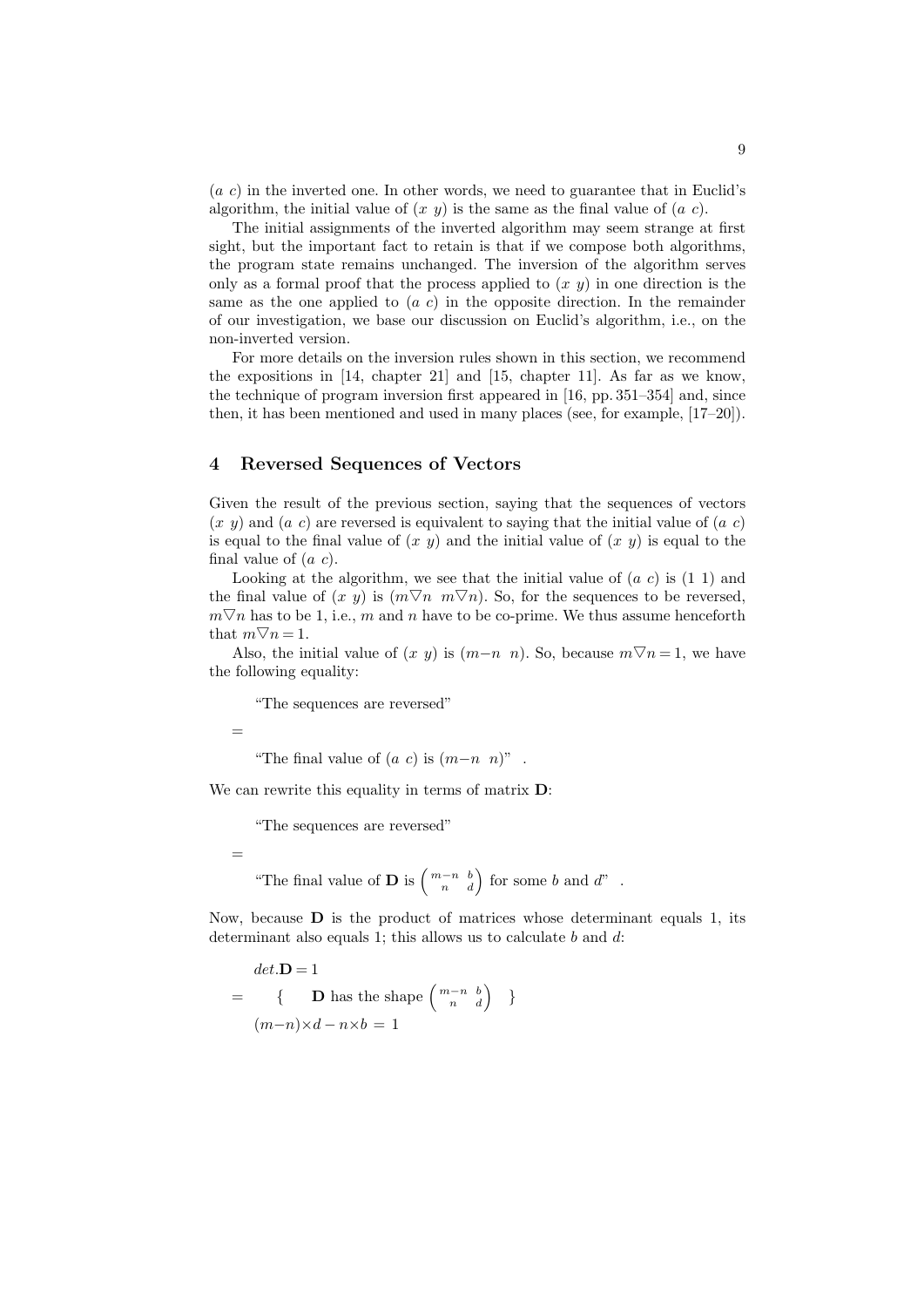$(a\ c)$ in the inverted one. In other words, we need to guarantee that in Euclid's algorithm, the initial value of $(x\ y)$ is the same as the final value of $(a\ c)$.

The initial assignments of the inverted algorithm may seem strange at first sight, but the important fact to retain is that if we compose both algorithms, the program state remains unchanged. The inversion of the algorithm serves only as a formal proof that the process applied to $(x\ y)$ in one direction is the same as the one applied to $(a\ c)$ in the opposite direction. In the remainder of our investigation, we base our discussion on Euclid's algorithm, i.e., on the non-inverted version.

For more details on the inversion rules shown in this section, we recommend the expositions in [14, chapter 21] and [15, chapter 11]. As far as we know, the technique of program inversion first appeared in [16, pp. 351–354] and, since then, it has been mentioned and used in many places (see, for example, [17–20]).

## 4 Reversed Sequences of Vectors

Given the result of the previous section, saying that the sequences of vectors $(x\ y)$ and $(a\ c)$ are reversed is equivalent to saying that the initial value of $(a\ c)$ is equal to the final value of $(x\ y)$ and the initial value of $(x\ y)$ is equal to the final value of $(a\ c)$.

Looking at the algorithm, we see that the initial value of $(a\ c)$ is $(1\ 1)$ and the final value of $(x\ y)$ is $(m\triangledown n\ \ m\triangledown n)$. So, for the sequences to be reversed, $m\triangledown n$ has to be 1, i.e., $m$ and $n$ have to be co-prime. We thus assume henceforth that $m\triangledown n = 1$.

Also, the initial value of $(x\ y)$ is $(m{-}n\ \ n)$. So, because $m\triangledown n = 1$, we have the following equality:

"The sequences are reversed"

$=$

"The final value of $(a\ c)$ is $(m{-}n\ \ n)$" .

We can rewrite this equality in terms of matrix $\mathbf{D}$:

"The sequences are reversed"

$=$

"The final value of $\mathbf{D}$ is $\begin{pmatrix} m{-}n & b \\ n & d \end{pmatrix}$ for some $b$ and $d$" .

Now, because $\mathbf{D}$ is the product of matrices whose determinant equals 1, its determinant also equals 1; this allows us to calculate $b$ and $d$:

$$
\begin{array}{ll}
 & det.\mathbf{D} = 1 \\
= & \{\quad \mathbf{D} \text{ has the shape } \begin{pmatrix} m{-}n & b \\ n & d \end{pmatrix} \quad\} \\
 & (m{-}n)\times d - n\times b \;=\; 1
\end{array}
$$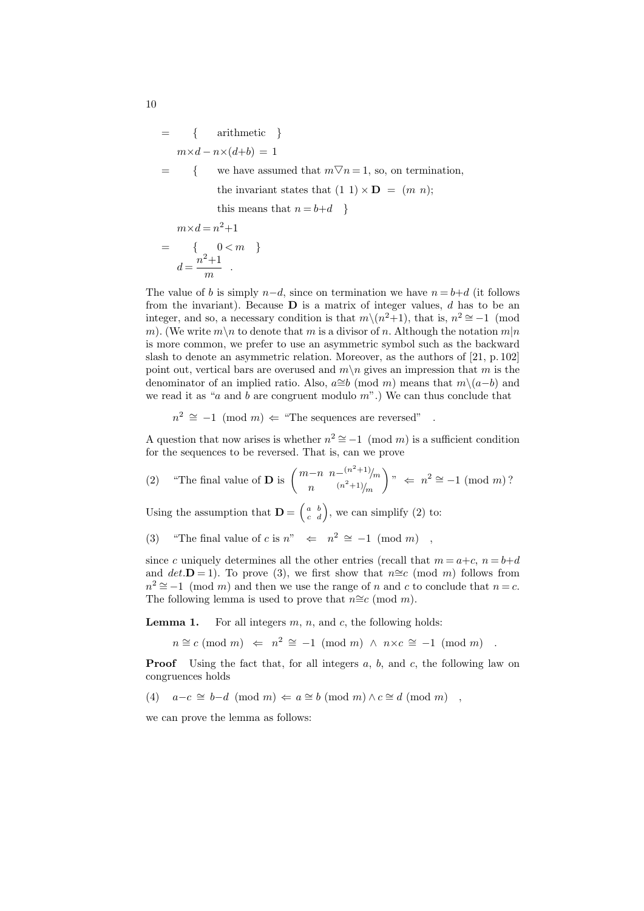$$
\begin{array}{ll}
= & \{ \quad \text{arithmetic} \quad \} \\
& m{\times}d - n{\times}(d{+}b) \;=\; 1 \\
= & \{ \quad \text{we have assumed that } m\nabla n = 1\text{, so, on termination,} \\
& \quad\;\; \text{the invariant states that } (1\ 1) \times \mathbf{D} \;=\; (m\ n)\text{;} \\
& \quad\;\; \text{this means that } n = b{+}d \quad \} \\
& m{\times}d = n^2{+}1 \\
= & \{ \quad 0 < m \quad \} \\
& d = \dfrac{n^2{+}1}{m} \quad .
\end{array}
$$

The value of $b$ is simply $n{-}d$, since on termination we have $n = b{+}d$ (it follows from the invariant). Because $\mathbf{D}$ is a matrix of integer values, $d$ has to be an integer, and so, a necessary condition is that $m\backslash(n^2{+}1)$, that is, $n^2 \cong -1 \pmod{m}$. (We write $m\backslash n$ to denote that $m$ is a divisor of $n$. Although the notation $m|n$ is more common, we prefer to use an asymmetric symbol such as the backward slash to denote an asymmetric relation. Moreover, as the authors of [21, p. 102] point out, vertical bars are overused and $m\backslash n$ gives an impression that $m$ is the denominator of an implied ratio. Also, $a{\cong}b \pmod{m}$ means that $m\backslash(a{-}b)$ and we read it as "$a$ and $b$ are congruent modulo $m$".) We can thus conclude that

$$
n^2 \;\cong\; -1 \pmod{m} \Leftarrow \text{"The sequences are reversed"} \quad .
$$

A question that now arises is whether $n^2 \cong -1 \pmod{m}$ is a sufficient condition for the sequences to be reversed. That is, can we prove

$$
(2) \quad \text{"The final value of } \mathbf{D} \text{ is } \begin{pmatrix} m{-}n & n{-}{}^{(n^2+1)}\!/_{m} \\ n & {}^{(n^2+1)}\!/_{m} \end{pmatrix}\text{"} \;\Leftarrow\; n^2 \cong -1 \pmod{m}\,?
$$

Using the assumption that $\mathbf{D} = \left(\begin{smallmatrix} a & b \\ c & d \end{smallmatrix}\right)$, we can simplify (2) to:

$$
(3) \quad \text{"The final value of } c \text{ is } n\text{"} \quad \Leftarrow \quad n^2 \;\cong\; -1 \pmod{m} \quad ,
$$

since $c$ uniquely determines all the other entries (recall that $m = a{+}c$, $n = b{+}d$ and $det.\mathbf{D} = 1$). To prove (3), we first show that $n{\cong}c \pmod{m}$ follows from $n^2 \cong -1 \pmod{m}$ and then we use the range of $n$ and $c$ to conclude that $n = c$. The following lemma is used to prove that $n{\cong}c \pmod{m}$.

**Lemma 1.** For all integers $m$, $n$, and $c$, the following holds:

$$
n \cong c \pmod{m} \;\Leftarrow\; n^2 \;\cong\; -1 \pmod{m} \;\wedge\; n{\times}c \;\cong\; -1 \pmod{m} \quad .
$$

**Proof** Using the fact that, for all integers $a$, $b$, and $c$, the following law on congruences holds

$$
(4) \quad a{-}c \;\cong\; b{-}d \pmod{m} \Leftarrow a \cong b \pmod{m} \wedge c \cong d \pmod{m} \quad ,
$$

we can prove the lemma as follows: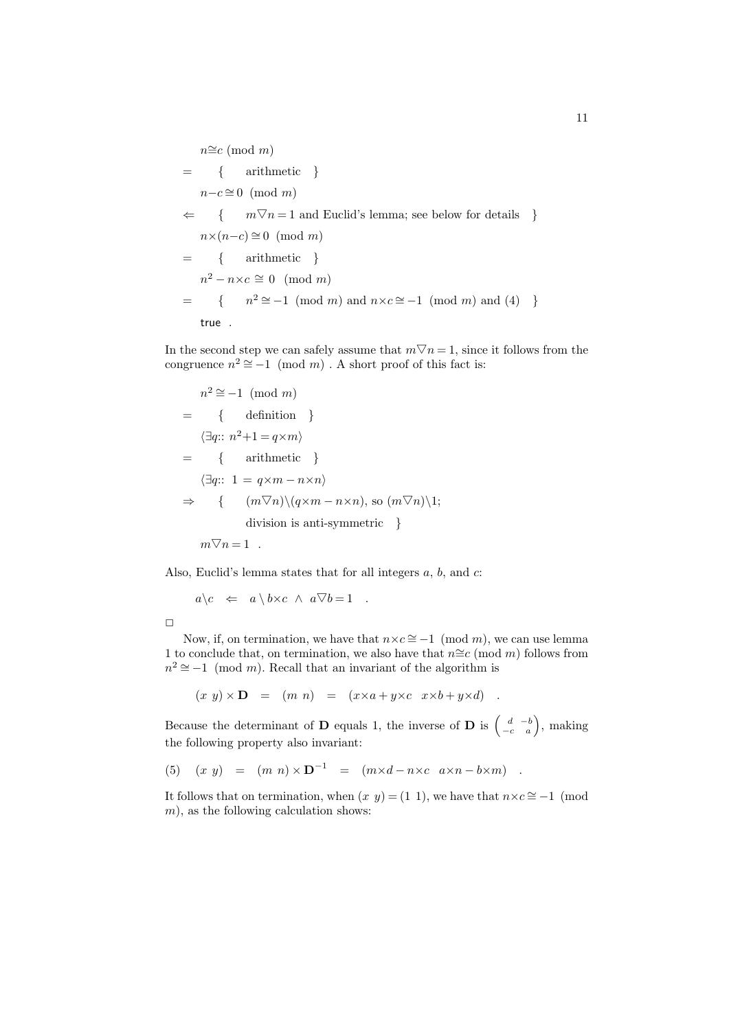$$n \cong c \pmod{m}$$

$= \quad \{ \quad$ arithmetic $\quad \}$

$$n - c \cong 0 \pmod{m}$$

$\Leftarrow \quad \{ \quad m \nabla n = 1$ and Euclid's lemma; see below for details $\quad \}$

$$n \times (n - c) \cong 0 \pmod{m}$$

$= \quad \{ \quad$ arithmetic $\quad \}$

$$n^2 - n \times c \cong 0 \pmod{m}$$

$= \quad \{ \quad n^2 \cong -1 \pmod{m}$ and $n \times c \cong -1 \pmod{m}$ and (4) $\quad \}$

true .

In the second step we can safely assume that $m \nabla n = 1$, since it follows from the congruence $n^2 \cong -1 \pmod{m}$ . A short proof of this fact is:

$$n^2 \cong -1 \pmod{m}$$

$= \quad \{ \quad$ definition $\quad \}$

$$\langle \exists q :: \; n^2 + 1 = q \times m \rangle$$

$= \quad \{ \quad$ arithmetic $\quad \}$

$$\langle \exists q :: \; 1 = q \times m - n \times n \rangle$$

$\Rightarrow \quad \{ \quad (m \nabla n) \backslash (q \times m - n \times n)$, so $(m \nabla n) \backslash 1$;

division is anti-symmetric $\quad \}$

$$m \nabla n = 1 \quad .$$

Also, Euclid's lemma states that for all integers $a$, $b$, and $c$:

$$a \backslash c \quad \Leftarrow \quad a \backslash b \times c \; \wedge \; a \nabla b = 1 \quad .$$

□

Now, if, on termination, we have that $n \times c \cong -1 \pmod{m}$, we can use lemma 1 to conclude that, on termination, we also have that $n \cong c \pmod{m}$ follows from $n^2 \cong -1 \pmod{m}$. Recall that an invariant of the algorithm is

$$(x \;\; y) \times \mathbf{D} \quad = \quad (m \;\; n) \quad = \quad (x \times a + y \times c \quad x \times b + y \times d) \quad .$$

Because the determinant of $\mathbf{D}$ equals 1, the inverse of $\mathbf{D}$ is $\begin{pmatrix} d & -b \\ -c & a \end{pmatrix}$, making the following property also invariant:

$$(5) \quad (x \;\; y) \quad = \quad (m \;\; n) \times \mathbf{D}^{-1} \quad = \quad (m \times d - n \times c \quad a \times n - b \times m) \quad .$$

It follows that on termination, when $(x \;\; y) = (1 \;\; 1)$, we have that $n \times c \cong -1 \pmod{m}$, as the following calculation shows: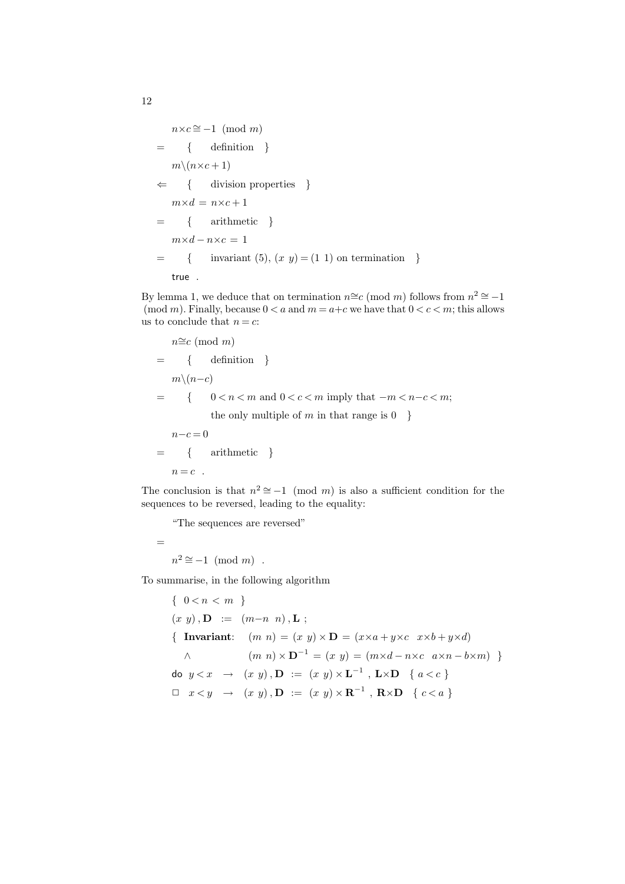$$n{\times}c \cong -1 \pmod{m}$$

$=$ { definition }

$$m\backslash(n{\times}c+1)$$

$\Leftarrow$ { division properties }

$$m{\times}d \;=\; n{\times}c+1$$

$=$ { arithmetic }

$$m{\times}d - n{\times}c \;=\; 1$$

$=$ { invariant (5), $(x\;\;y) = (1\;\;1)$ on termination }

true .

By lemma 1, we deduce that on termination $n{\cong}c \pmod{m}$ follows from $n^2 \cong -1 \pmod{m}$. Finally, because $0 < a$ and $m = a{+}c$ we have that $0 < c < m$; this allows us to conclude that $n = c$:

$$n{\cong}c \pmod{m}$$

$=$ { definition }

$$m\backslash(n{-}c)$$

$=$ { $0 < n < m$ and $0 < c < m$ imply that $-m < n{-}c < m$; the only multiple of $m$ in that range is 0 }

$$n{-}c = 0$$

$=$ { arithmetic }

$$n = c \quad .$$

The conclusion is that $n^2 \cong -1 \pmod{m}$ is also a sufficient condition for the sequences to be reversed, leading to the equality:

"The sequences are reversed"

$=$

$$n^2 \cong -1 \pmod{m} \quad .$$

To summarise, in the following algorithm

$\{\;\; 0 < n \;<\; m \;\;\}$

$(x\;\;y)\,,\mathbf{D} \;\;:=\;\; (m{-}n\;\;n)\,,\mathbf{L}$ ;

$\{\;\;$ **Invariant**: $\quad (m\;\;n) \;=\; (x\;\;y) \times \mathbf{D} \;=\; (x{\times}a + y{\times}c \quad x{\times}b + y{\times}d)$

$\quad\wedge \qquad\qquad\quad (m\;\;n) \times \mathbf{D}^{-1} \;=\; (x\;\;y) \;=\; (m{\times}d - n{\times}c \quad a{\times}n - b{\times}m) \;\;\}$

do $\;y < x \;\;\rightarrow\;\; (x\;\;y)\,,\mathbf{D} \;\;:=\;\; (x\;\;y) \times \mathbf{L}^{-1}\;,\;\mathbf{L}{\times}\mathbf{D} \quad \{\; a < c \;\}$

$\Box \quad x < y \;\;\rightarrow\;\; (x\;\;y)\,,\mathbf{D} \;\;:=\;\; (x\;\;y) \times \mathbf{R}^{-1}\;,\;\mathbf{R}{\times}\mathbf{D} \quad \{\; c < a \;\}$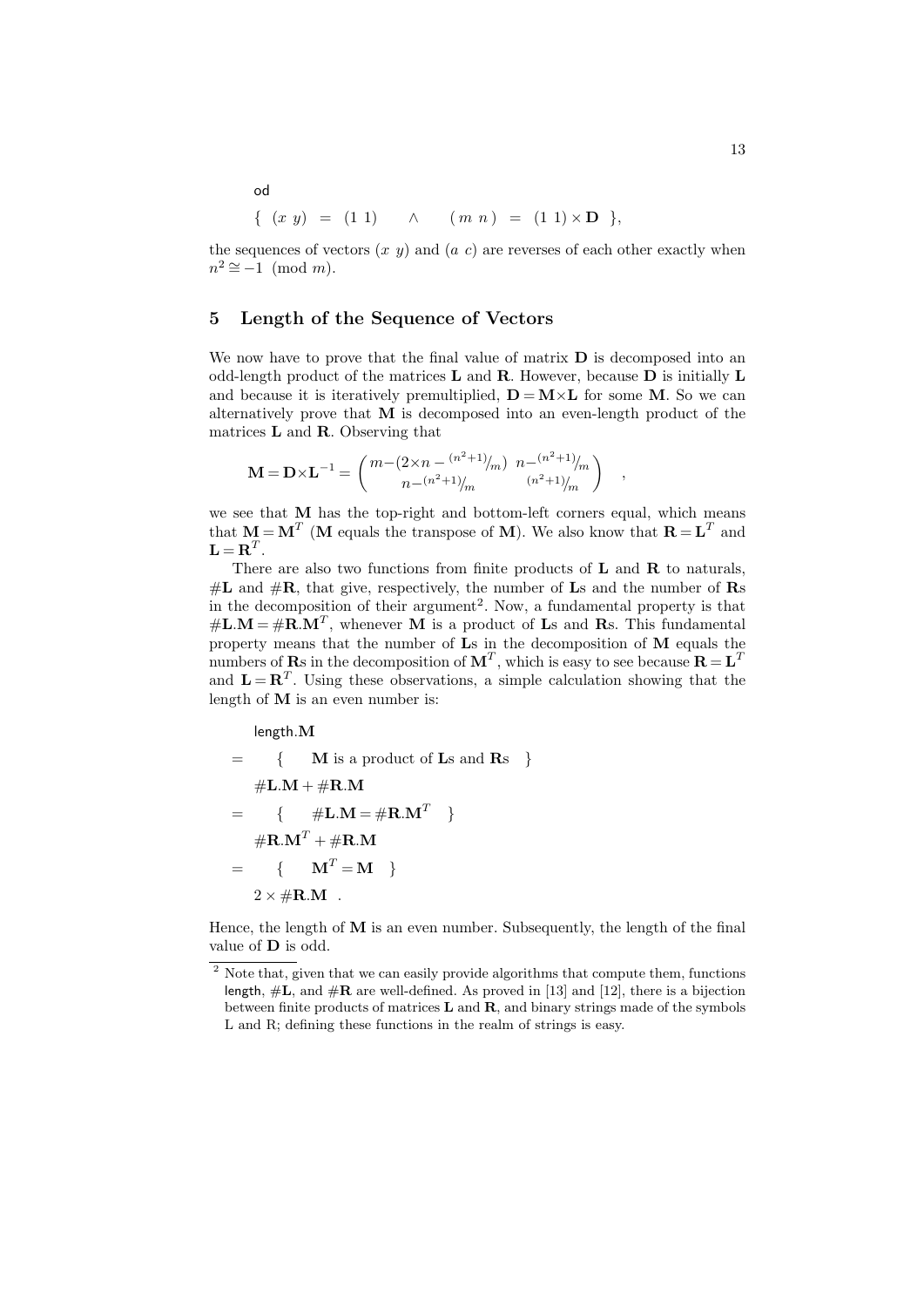od

$$\{ \ (x \ y) \ = \ (1 \ 1) \quad \wedge \quad (m \ n) \ = \ (1 \ 1) \times \mathbf{D} \ \},$$

the sequences of vectors $(x \ y)$ and $(a \ c)$ are reverses of each other exactly when $n^2 \cong -1 \pmod{m}$.

## 5 Length of the Sequence of Vectors

We now have to prove that the final value of matrix $\mathbf{D}$ is decomposed into an odd-length product of the matrices $\mathbf{L}$ and $\mathbf{R}$. However, because $\mathbf{D}$ is initially $\mathbf{L}$ and because it is iteratively premultiplied, $\mathbf{D} = \mathbf{M} \times \mathbf{L}$ for some $\mathbf{M}$. So we can alternatively prove that $\mathbf{M}$ is decomposed into an even-length product of the matrices $\mathbf{L}$ and $\mathbf{R}$. Observing that

$$\mathbf{M} = \mathbf{D} \times \mathbf{L}^{-1} = \begin{pmatrix} m - (2 \times n - {}^{(n^2+1)}\!/_m) & n - {}^{(n^2+1)}\!/_m \\ n - {}^{(n^2+1)}\!/_m & {}^{(n^2+1)}\!/_m \end{pmatrix} \quad ,$$

we see that $\mathbf{M}$ has the top-right and bottom-left corners equal, which means that $\mathbf{M} = \mathbf{M}^T$ ($\mathbf{M}$ equals the transpose of $\mathbf{M}$). We also know that $\mathbf{R} = \mathbf{L}^T$ and $\mathbf{L} = \mathbf{R}^T$.

There are also two functions from finite products of $\mathbf{L}$ and $\mathbf{R}$ to naturals, $\#\mathbf{L}$ and $\#\mathbf{R}$, that give, respectively, the number of $\mathbf{L}$s and the number of $\mathbf{R}$s in the decomposition of their argument[2]. Now, a fundamental property is that $\#\mathbf{L}.\mathbf{M} = \#\mathbf{R}.\mathbf{M}^T$, whenever $\mathbf{M}$ is a product of $\mathbf{L}$s and $\mathbf{R}$s. This fundamental property means that the number of $\mathbf{L}$s in the decomposition of $\mathbf{M}$ equals the numbers of $\mathbf{R}$s in the decomposition of $\mathbf{M}^T$, which is easy to see because $\mathbf{R} = \mathbf{L}^T$ and $\mathbf{L} = \mathbf{R}^T$. Using these observations, a simple calculation showing that the length of $\mathbf{M}$ is an even number is:

$$\begin{aligned}
& \mathsf{length}.\mathbf{M} \\
= \quad & \{ \quad \mathbf{M} \text{ is a product of } \mathbf{L}\text{s and } \mathbf{R}\text{s} \quad \} \\
& \#\mathbf{L}.\mathbf{M} + \#\mathbf{R}.\mathbf{M} \\
= \quad & \{ \quad \#\mathbf{L}.\mathbf{M} = \#\mathbf{R}.\mathbf{M}^T \quad \} \\
& \#\mathbf{R}.\mathbf{M}^T + \#\mathbf{R}.\mathbf{M} \\
= \quad & \{ \quad \mathbf{M}^T = \mathbf{M} \quad \} \\
& 2 \times \#\mathbf{R}.\mathbf{M} \quad .
\end{aligned}$$

Hence, the length of $\mathbf{M}$ is an even number. Subsequently, the length of the final value of $\mathbf{D}$ is odd.

[2] Note that, given that we can easily provide algorithms that compute them, functions length, $\#\mathbf{L}$, and $\#\mathbf{R}$ are well-defined. As proved in [13] and [12], there is a bijection between finite products of matrices $\mathbf{L}$ and $\mathbf{R}$, and binary strings made of the symbols L and R; defining these functions in the realm of strings is easy.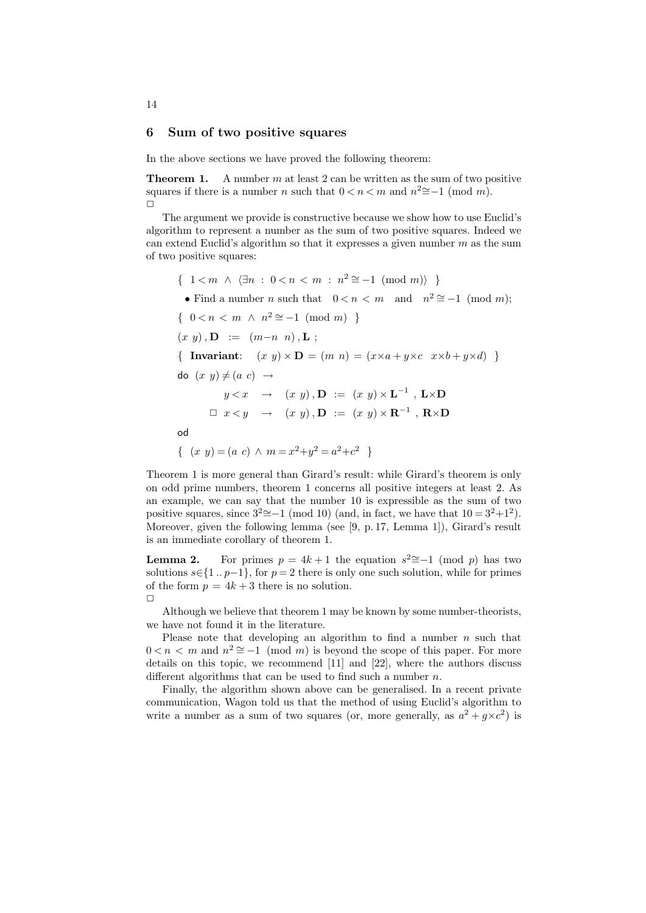## 6 Sum of two positive squares

In the above sections we have proved the following theorem:

**Theorem 1.** A number $m$ at least 2 can be written as the sum of two positive squares if there is a number $n$ such that $0 < n < m$ and $n^2 \cong -1 \pmod{m}$.
□

The argument we provide is constructive because we show how to use Euclid's algorithm to represent a number as the sum of two positive squares. Indeed we can extend Euclid's algorithm so that it expresses a given number $m$ as the sum of two positive squares:

$$\{\ 1 < m \ \wedge\ \langle \exists n \ :\ 0 < n < m \ :\ n^2 \cong -1 \pmod{m} \rangle \ \}$$

• Find a number $n$ such that $0 < n < m$ and $n^2 \cong -1 \pmod{m}$;

$$\{\ 0 < n < m \ \wedge\ n^2 \cong -1 \pmod{m}\ \}$$

$$(x\ y)\,, \mathbf{D} \ := \ (m{-}n\ \ n)\,, \mathbf{L}\ ;$$

$$\{\ \textbf{Invariant}:\quad (x\ y) \times \mathbf{D} = (m\ n) = (x{\times}a + y{\times}c \quad x{\times}b + y{\times}d)\ \}$$

$$\texttt{do}\ \ (x\ y) \neq (a\ c)\ \rightarrow$$

$$y < x \quad \rightarrow \quad (x\ y)\,, \mathbf{D} \ := \ (x\ y) \times \mathbf{L}^{-1}\ ,\ \mathbf{L}{\times}\mathbf{D}$$

$$\Box\ \ x < y \quad \rightarrow \quad (x\ y)\,, \mathbf{D} \ := \ (x\ y) \times \mathbf{R}^{-1}\ ,\ \mathbf{R}{\times}\mathbf{D}$$

$$\texttt{od}$$

$$\{\ \ (x\ y) = (a\ c) \ \wedge\ m = x^2 {+} y^2 = a^2 {+} c^2\ \ \}$$

Theorem 1 is more general than Girard's result: while Girard's theorem is only on odd prime numbers, theorem 1 concerns all positive integers at least 2. As an example, we can say that the number 10 is expressible as the sum of two positive squares, since $3^2 \cong -1 \pmod{10}$ (and, in fact, we have that $10 = 3^2 + 1^2$). Moreover, given the following lemma (see [9, p. 17, Lemma 1]), Girard's result is an immediate corollary of theorem 1.

**Lemma 2.** For primes $p = 4k + 1$ the equation $s^2 \cong -1 \pmod{p}$ has two solutions $s \in \{1 \,..\, p{-}1\}$, for $p = 2$ there is only one such solution, while for primes of the form $p = 4k + 3$ there is no solution.
□

Although we believe that theorem 1 may be known by some number-theorists, we have not found it in the literature.

Please note that developing an algorithm to find a number $n$ such that $0 < n < m$ and $n^2 \cong -1 \pmod{m}$ is beyond the scope of this paper. For more details on this topic, we recommend [11] and [22], where the authors discuss different algorithms that can be used to find such a number $n$.

Finally, the algorithm shown above can be generalised. In a recent private communication, Wagon told us that the method of using Euclid's algorithm to write a number as a sum of two squares (or, more generally, as $a^2 + g{\times}c^2$) is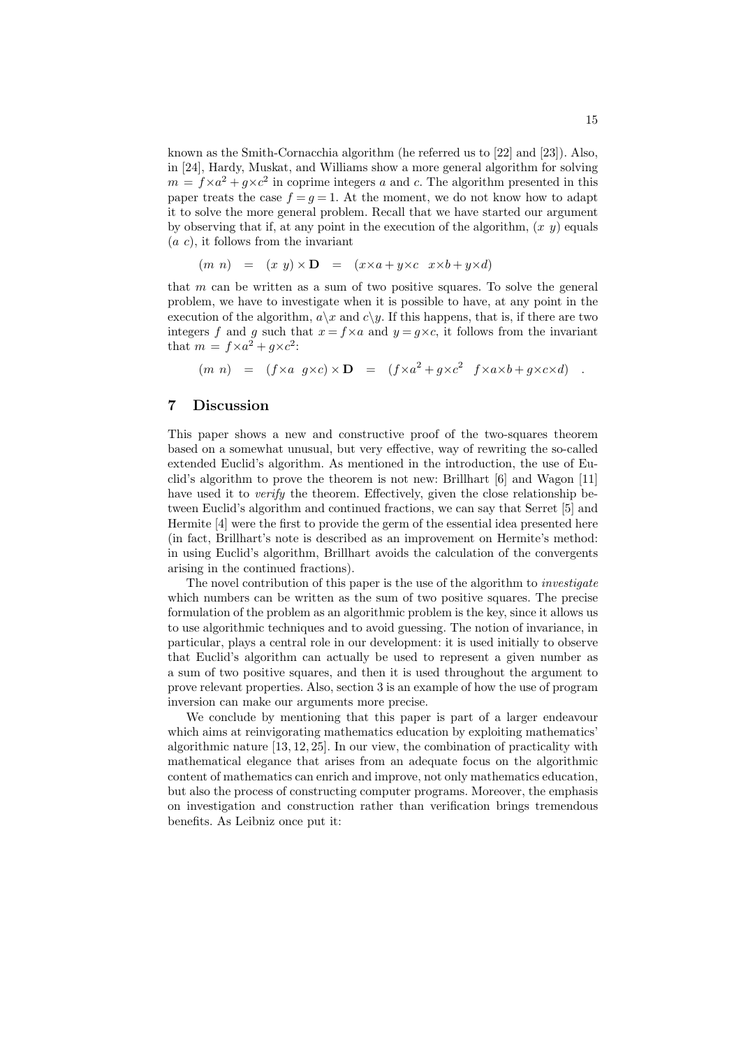known as the Smith-Cornacchia algorithm (he referred us to [22] and [23]). Also, in [24], Hardy, Muskat, and Williams show a more general algorithm for solving $m = f{\times}a^2 + g{\times}c^2$ in coprime integers $a$ and $c$. The algorithm presented in this paper treats the case $f = g = 1$. At the moment, we do not know how to adapt it to solve the more general problem. Recall that we have started our argument by observing that if, at any point in the execution of the algorithm, $(x\ y)$ equals $(a\ c)$, it follows from the invariant

$$(m\ n) \quad = \quad (x\ y) \times \mathbf{D} \quad = \quad (x{\times}a + y{\times}c \quad x{\times}b + y{\times}d)$$

that $m$ can be written as a sum of two positive squares. To solve the general problem, we have to investigate when it is possible to have, at any point in the execution of the algorithm, $a \backslash x$ and $c \backslash y$. If this happens, that is, if there are two integers $f$ and $g$ such that $x = f{\times}a$ and $y = g{\times}c$, it follows from the invariant that $m = f{\times}a^2 + g{\times}c^2$:

$$(m\ n) \quad = \quad (f{\times}a\ \ g{\times}c) \times \mathbf{D} \quad = \quad (f{\times}a^2 + g{\times}c^2 \quad f{\times}a{\times}b + g{\times}c{\times}d) \quad .$$

## 7 Discussion

This paper shows a new and constructive proof of the two-squares theorem based on a somewhat unusual, but very effective, way of rewriting the so-called extended Euclid's algorithm. As mentioned in the introduction, the use of Euclid's algorithm to prove the theorem is not new: Brillhart [6] and Wagon [11] have used it to *verify* the theorem. Effectively, given the close relationship between Euclid's algorithm and continued fractions, we can say that Serret [5] and Hermite [4] were the first to provide the germ of the essential idea presented here (in fact, Brillhart's note is described as an improvement on Hermite's method: in using Euclid's algorithm, Brillhart avoids the calculation of the convergents arising in the continued fractions).

The novel contribution of this paper is the use of the algorithm to *investigate* which numbers can be written as the sum of two positive squares. The precise formulation of the problem as an algorithmic problem is the key, since it allows us to use algorithmic techniques and to avoid guessing. The notion of invariance, in particular, plays a central role in our development: it is used initially to observe that Euclid's algorithm can actually be used to represent a given number as a sum of two positive squares, and then it is used throughout the argument to prove relevant properties. Also, section 3 is an example of how the use of program inversion can make our arguments more precise.

We conclude by mentioning that this paper is part of a larger endeavour which aims at reinvigorating mathematics education by exploiting mathematics' algorithmic nature [13, 12, 25]. In our view, the combination of practicality with mathematical elegance that arises from an adequate focus on the algorithmic content of mathematics can enrich and improve, not only mathematics education, but also the process of constructing computer programs. Moreover, the emphasis on investigation and construction rather than verification brings tremendous benefits. As Leibniz once put it: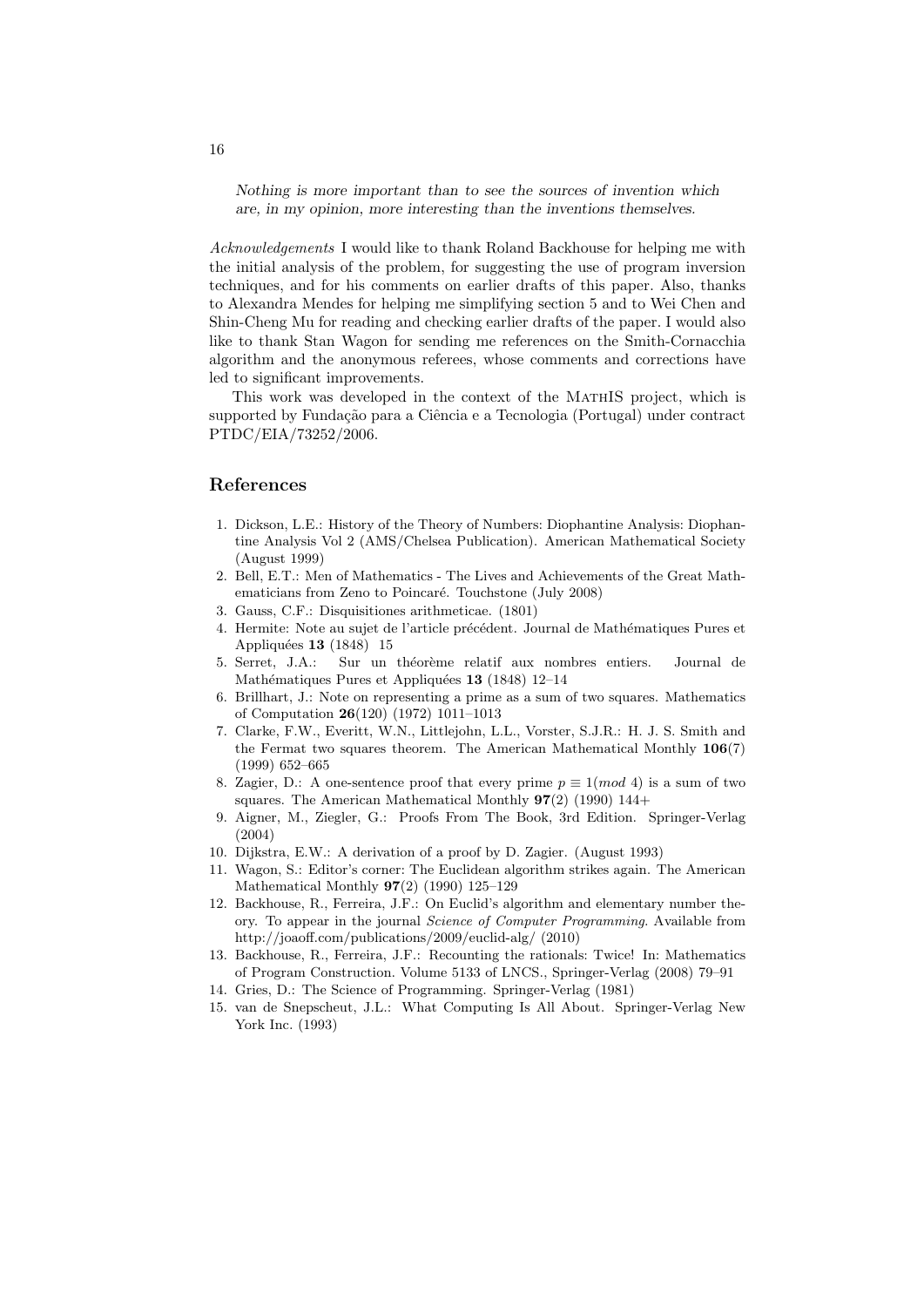*Nothing is more important than to see the sources of invention which are, in my opinion, more interesting than the inventions themselves.*

*Acknowledgements* I would like to thank Roland Backhouse for helping me with the initial analysis of the problem, for suggesting the use of program inversion techniques, and for his comments on earlier drafts of this paper. Also, thanks to Alexandra Mendes for helping me simplifying section 5 and to Wei Chen and Shin-Cheng Mu for reading and checking earlier drafts of the paper. I would also like to thank Stan Wagon for sending me references on the Smith-Cornacchia algorithm and the anonymous referees, whose comments and corrections have led to significant improvements.

This work was developed in the context of the MathIS project, which is supported by Fundação para a Ciência e a Tecnologia (Portugal) under contract PTDC/EIA/73252/2006.

## References

1. Dickson, L.E.: History of the Theory of Numbers: Diophantine Analysis: Diophantine Analysis Vol 2 (AMS/Chelsea Publication). American Mathematical Society (August 1999)
2. Bell, E.T.: Men of Mathematics - The Lives and Achievements of the Great Mathematicians from Zeno to Poincaré. Touchstone (July 2008)
3. Gauss, C.F.: Disquisitiones arithmeticae. (1801)
4. Hermite: Note au sujet de l'article précédent. Journal de Mathématiques Pures et Appliquées **13** (1848) 15
5. Serret, J.A.: Sur un théorème relatif aux nombres entiers. Journal de Mathématiques Pures et Appliquées **13** (1848) 12–14
6. Brillhart, J.: Note on representing a prime as a sum of two squares. Mathematics of Computation **26**(120) (1972) 1011–1013
7. Clarke, F.W., Everitt, W.N., Littlejohn, L.L., Vorster, S.J.R.: H. J. S. Smith and the Fermat two squares theorem. The American Mathematical Monthly **106**(7) (1999) 652–665
8. Zagier, D.: A one-sentence proof that every prime $p \equiv 1(mod\ 4)$ is a sum of two squares. The American Mathematical Monthly **97**(2) (1990) 144+
9. Aigner, M., Ziegler, G.: Proofs From The Book, 3rd Edition. Springer-Verlag (2004)
10. Dijkstra, E.W.: A derivation of a proof by D. Zagier. (August 1993)
11. Wagon, S.: Editor's corner: The Euclidean algorithm strikes again. The American Mathematical Monthly **97**(2) (1990) 125–129
12. Backhouse, R., Ferreira, J.F.: On Euclid's algorithm and elementary number theory. To appear in the journal *Science of Computer Programming*. Available from http://joaoff.com/publications/2009/euclid-alg/ (2010)
13. Backhouse, R., Ferreira, J.F.: Recounting the rationals: Twice! In: Mathematics of Program Construction. Volume 5133 of LNCS., Springer-Verlag (2008) 79–91
14. Gries, D.: The Science of Programming. Springer-Verlag (1981)
15. van de Snepscheut, J.L.: What Computing Is All About. Springer-Verlag New York Inc. (1993)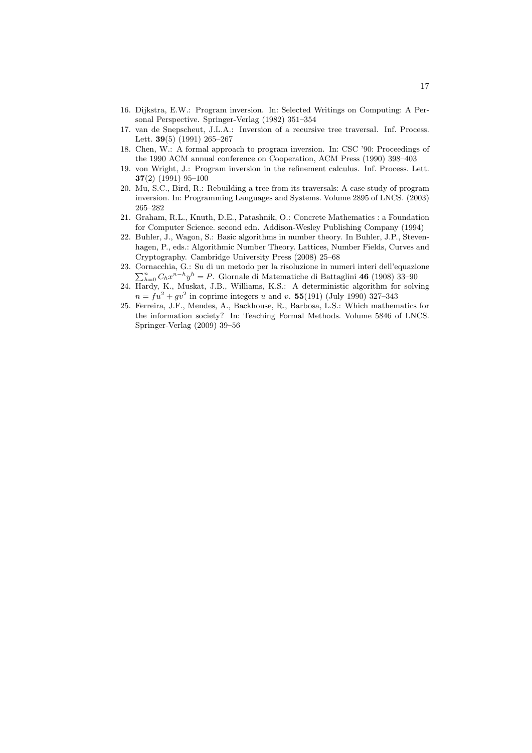16. Dijkstra, E.W.: Program inversion. In: Selected Writings on Computing: A Personal Perspective. Springer-Verlag (1982) 351–354
17. van de Snepscheut, J.L.A.: Inversion of a recursive tree traversal. Inf. Process. Lett. **39**(5) (1991) 265–267
18. Chen, W.: A formal approach to program inversion. In: CSC '90: Proceedings of the 1990 ACM annual conference on Cooperation, ACM Press (1990) 398–403
19. von Wright, J.: Program inversion in the refinement calculus. Inf. Process. Lett. **37**(2) (1991) 95–100
20. Mu, S.C., Bird, R.: Rebuilding a tree from its traversals: A case study of program inversion. In: Programming Languages and Systems. Volume 2895 of LNCS. (2003) 265–282
21. Graham, R.L., Knuth, D.E., Patashnik, O.: Concrete Mathematics : a Foundation for Computer Science. second edn. Addison-Wesley Publishing Company (1994)
22. Buhler, J., Wagon, S.: Basic algorithms in number theory. In Buhler, J.P., Stevenhagen, P., eds.: Algorithmic Number Theory. Lattices, Number Fields, Curves and Cryptography. Cambridge University Press (2008) 25–68
23. Cornacchia, G.: Su di un metodo per la risoluzione in numeri interi dell'equazione $\sum_{h=0}^{n} C_h x^{n-h} y^h = P$. Giornale di Matematiche di Battaglini **46** (1908) 33–90
24. Hardy, K., Muskat, J.B., Williams, K.S.: A deterministic algorithm for solving $n = fu^2 + gv^2$ in coprime integers $u$ and $v$. **55**(191) (July 1990) 327–343
25. Ferreira, J.F., Mendes, A., Backhouse, R., Barbosa, L.S.: Which mathematics for the information society? In: Teaching Formal Methods. Volume 5846 of LNCS. Springer-Verlag (2009) 39–56